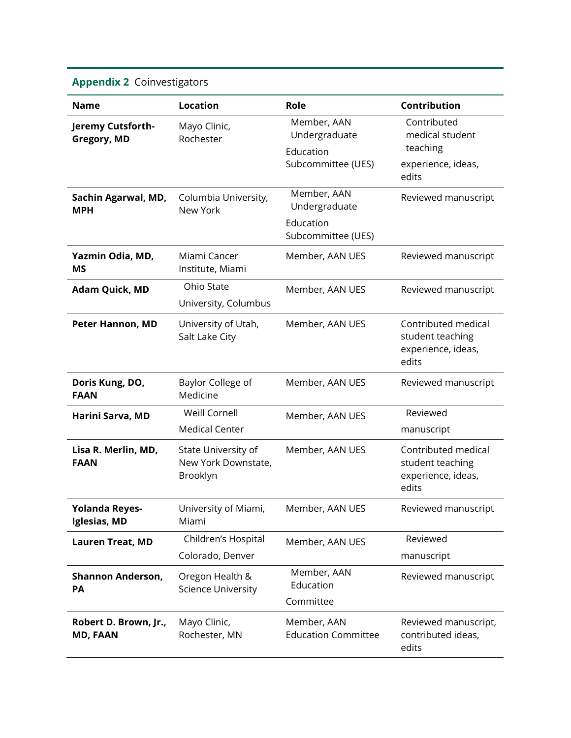**Appendix 2** Coinvestigators

| Name | Location | Role | Contribution |
| --- | --- | --- | --- |
| **Jeremy Cutsforth-Gregory, MD** | Mayo Clinic, Rochester | Member, AAN Undergraduate Education Subcommittee (UES) | Contributed medical student teaching experience, ideas, edits |
| **Sachin Agarwal, MD, MPH** | Columbia University, New York | Member, AAN Undergraduate Education Subcommittee (UES) | Reviewed manuscript |
| **Yazmin Odia, MD, MS** | Miami Cancer Institute, Miami | Member, AAN UES | Reviewed manuscript |
| **Adam Quick, MD** | Ohio State University, Columbus | Member, AAN UES | Reviewed manuscript |
| **Peter Hannon, MD** | University of Utah, Salt Lake City | Member, AAN UES | Contributed medical student teaching experience, ideas, edits |
| **Doris Kung, DO, FAAN** | Baylor College of Medicine | Member, AAN UES | Reviewed manuscript |
| **Harini Sarva, MD** | Weill Cornell Medical Center | Member, AAN UES | Reviewed manuscript |
| **Lisa R. Merlin, MD, FAAN** | State University of New York Downstate, Brooklyn | Member, AAN UES | Contributed medical student teaching experience, ideas, edits |
| **Yolanda Reyes-Iglesias, MD** | University of Miami, Miami | Member, AAN UES | Reviewed manuscript |
| **Lauren Treat, MD** | Children's Hospital Colorado, Denver | Member, AAN UES | Reviewed manuscript |
| **Shannon Anderson, PA** | Oregon Health & Science University | Member, AAN Education Committee | Reviewed manuscript |
| **Robert D. Brown, Jr., MD, FAAN** | Mayo Clinic, Rochester, MN | Member, AAN Education Committee | Reviewed manuscript, contributed ideas, edits |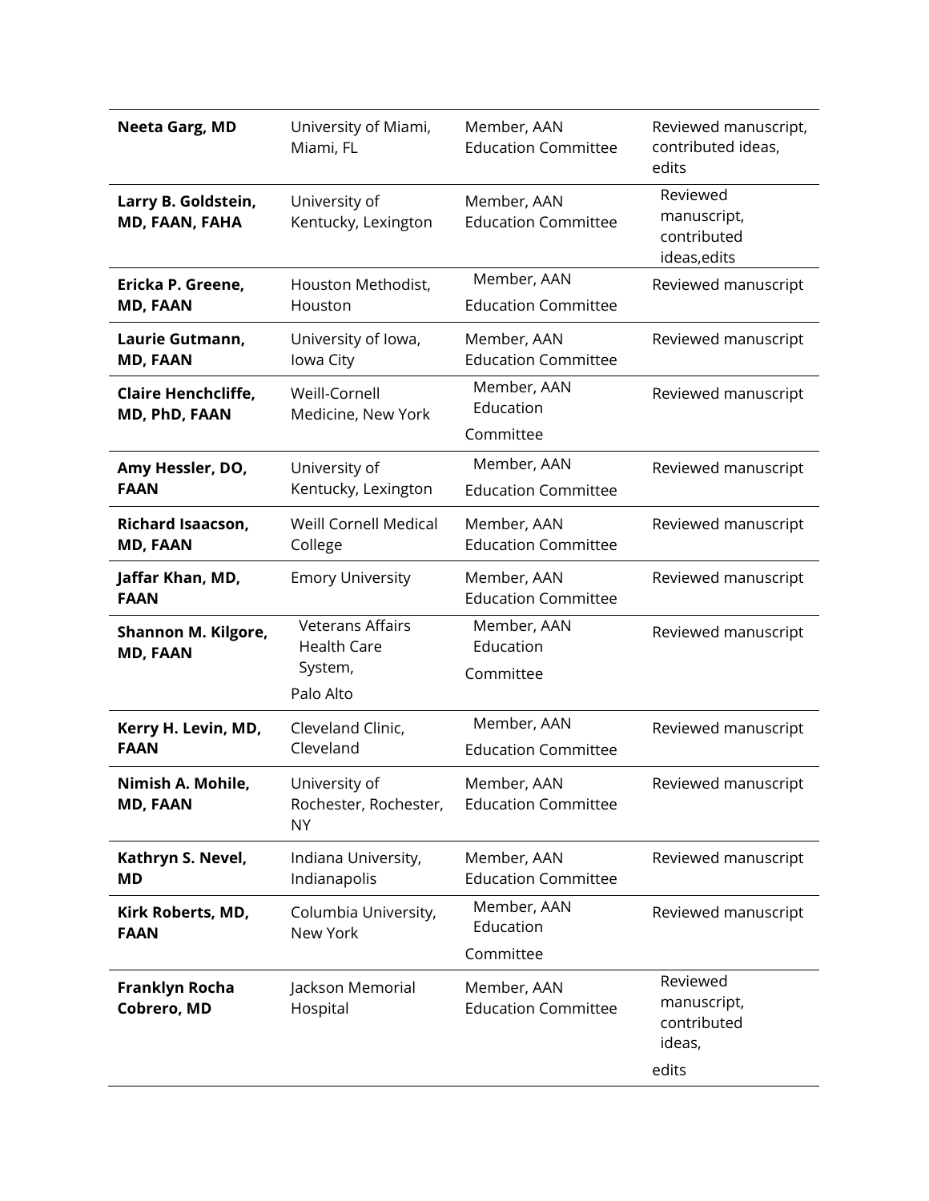| | | | |
|---|---|---|---|
| **Neeta Garg, MD** | University of Miami, Miami, FL | Member, AAN Education Committee | Reviewed manuscript, contributed ideas, edits |
| **Larry B. Goldstein, MD, FAAN, FAHA** | University of Kentucky, Lexington | Member, AAN Education Committee | Reviewed manuscript, contributed ideas,edits |
| **Ericka P. Greene, MD, FAAN** | Houston Methodist, Houston | Member, AAN Education Committee | Reviewed manuscript |
| **Laurie Gutmann, MD, FAAN** | University of Iowa, Iowa City | Member, AAN Education Committee | Reviewed manuscript |
| **Claire Henchcliffe, MD, PhD, FAAN** | Weill-Cornell Medicine, New York | Member, AAN Education Committee | Reviewed manuscript |
| **Amy Hessler, DO, FAAN** | University of Kentucky, Lexington | Member, AAN Education Committee | Reviewed manuscript |
| **Richard Isaacson, MD, FAAN** | Weill Cornell Medical College | Member, AAN Education Committee | Reviewed manuscript |
| **Jaffar Khan, MD, FAAN** | Emory University | Member, AAN Education Committee | Reviewed manuscript |
| **Shannon M. Kilgore, MD, FAAN** | Veterans Affairs Health Care System, Palo Alto | Member, AAN Education Committee | Reviewed manuscript |
| **Kerry H. Levin, MD, FAAN** | Cleveland Clinic, Cleveland | Member, AAN Education Committee | Reviewed manuscript |
| **Nimish A. Mohile, MD, FAAN** | University of Rochester, Rochester, NY | Member, AAN Education Committee | Reviewed manuscript |
| **Kathryn S. Nevel, MD** | Indiana University, Indianapolis | Member, AAN Education Committee | Reviewed manuscript |
| **Kirk Roberts, MD, FAAN** | Columbia University, New York | Member, AAN Education Committee | Reviewed manuscript |
| **Franklyn Rocha Cobrero, MD** | Jackson Memorial Hospital | Member, AAN Education Committee | Reviewed manuscript, contributed ideas, edits |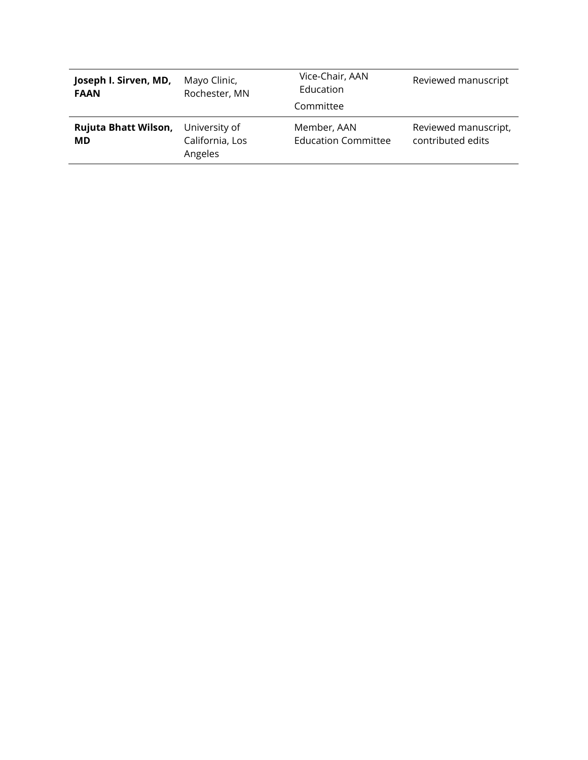| | | | |
|---|---|---|---|
| **Joseph I. Sirven, MD, FAAN** | Mayo Clinic, Rochester, MN | Vice-Chair, AAN Education Committee | Reviewed manuscript |
| **Rujuta Bhatt Wilson, MD** | University of California, Los Angeles | Member, AAN Education Committee | Reviewed manuscript, contributed edits |